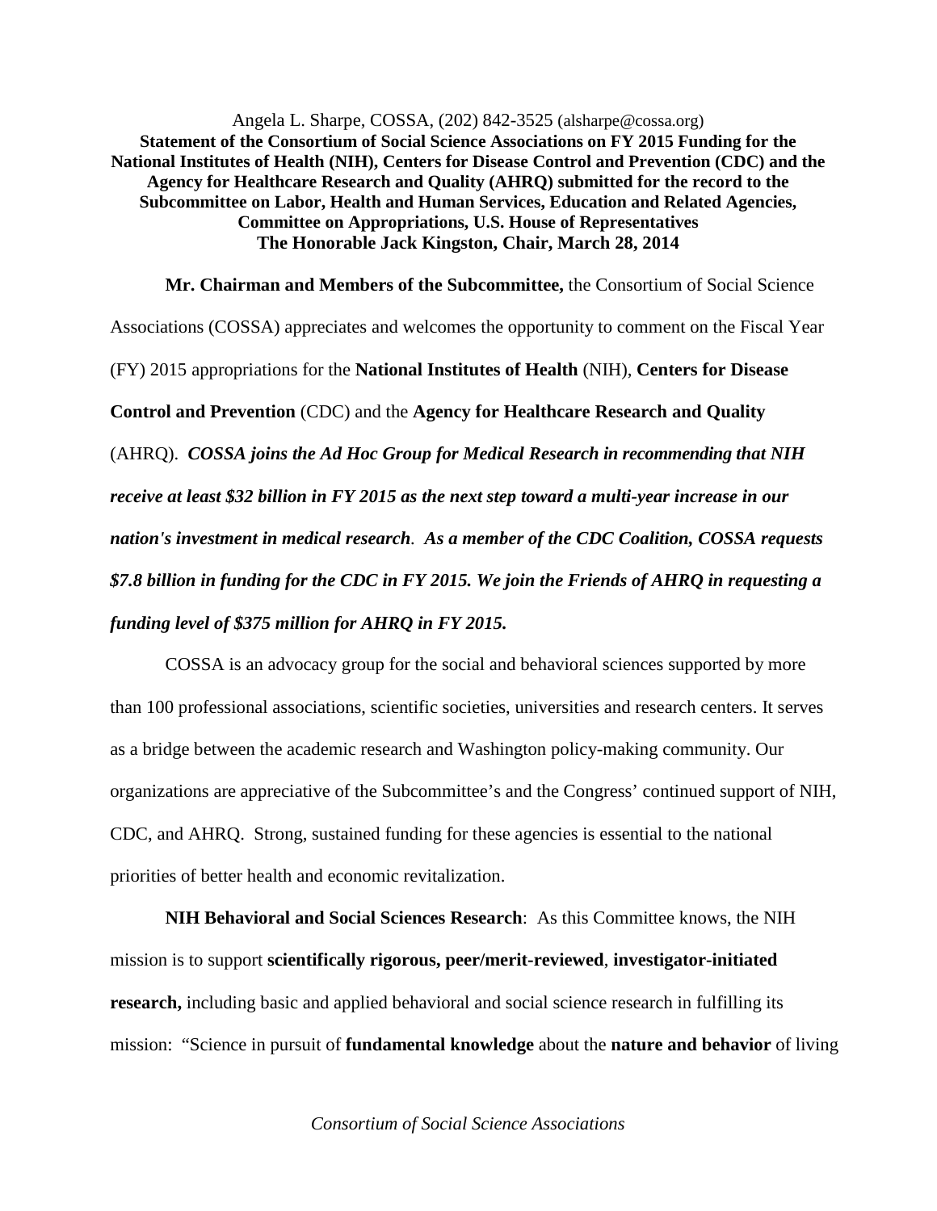Angela L. Sharpe, COSSA, (202) 842-3525 (alsharpe@cossa.org)

**Statement of the Consortium of Social Science Associations on FY 2015 Funding for the National Institutes of Health (NIH), Centers for Disease Control and Prevention (CDC) and the Agency for Healthcare Research and Quality (AHRQ) submitted for the record to the Subcommittee on Labor, Health and Human Services, Education and Related Agencies, Committee on Appropriations, U.S. House of Representatives The Honorable Jack Kingston, Chair, March 28, 2014**

**Mr. Chairman and Members of the Subcommittee,** the Consortium of Social Science Associations (COSSA) appreciates and welcomes the opportunity to comment on the Fiscal Year (FY) 2015 appropriations for the **National Institutes of Health** (NIH), **Centers for Disease Control and Prevention** (CDC) and the **Agency for Healthcare Research and Quality** (AHRQ). ***COSSA joins the Ad Hoc Group for Medical Research in recommending that NIH receive at least $32 billion in FY 2015 as the next step toward a multi-year increase in our nation's investment in medical research***. ***As a member of the CDC Coalition, COSSA requests $7.8 billion in funding for the CDC in FY 2015. We join the Friends of AHRQ in requesting a funding level of $375 million for AHRQ in FY 2015.***

COSSA is an advocacy group for the social and behavioral sciences supported by more than 100 professional associations, scientific societies, universities and research centers. It serves as a bridge between the academic research and Washington policy-making community. Our organizations are appreciative of the Subcommittee's and the Congress' continued support of NIH, CDC, and AHRQ. Strong, sustained funding for these agencies is essential to the national priorities of better health and economic revitalization.

**NIH Behavioral and Social Sciences Research**: As this Committee knows, the NIH mission is to support **scientifically rigorous, peer/merit-reviewed**, **investigator-initiated research,** including basic and applied behavioral and social science research in fulfilling its mission: "Science in pursuit of **fundamental knowledge** about the **nature and behavior** of living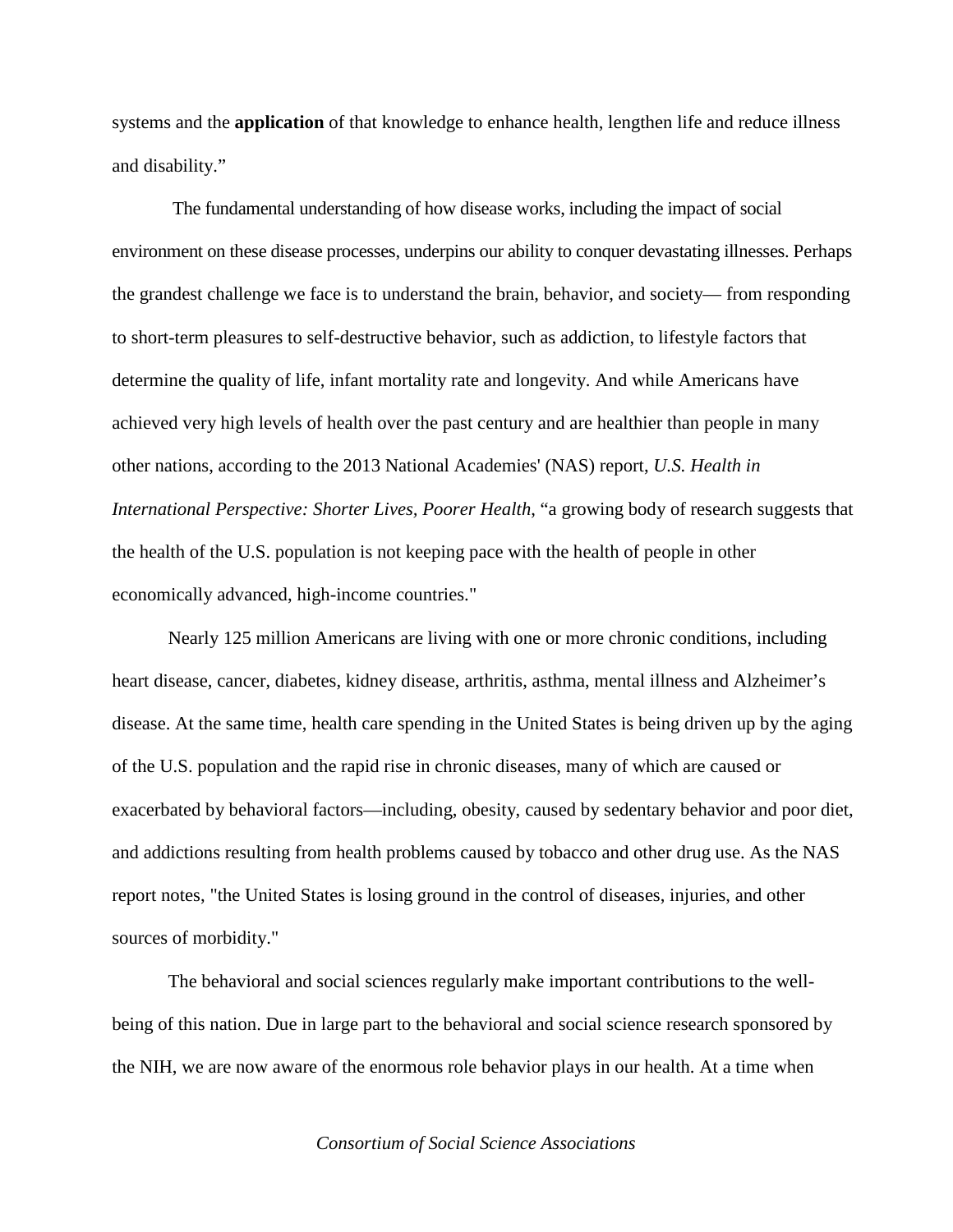systems and the **application** of that knowledge to enhance health, lengthen life and reduce illness and disability."

The fundamental understanding of how disease works, including the impact of social environment on these disease processes, underpins our ability to conquer devastating illnesses. Perhaps the grandest challenge we face is to understand the brain, behavior, and society— from responding to short-term pleasures to self-destructive behavior, such as addiction, to lifestyle factors that determine the quality of life, infant mortality rate and longevity. And while Americans have achieved very high levels of health over the past century and are healthier than people in many other nations, according to the 2013 National Academies' (NAS) report, *U.S. Health in International Perspective: Shorter Lives, Poorer Health*, "a growing body of research suggests that the health of the U.S. population is not keeping pace with the health of people in other economically advanced, high-income countries."

Nearly 125 million Americans are living with one or more chronic conditions, including heart disease, cancer, diabetes, kidney disease, arthritis, asthma, mental illness and Alzheimer's disease. At the same time, health care spending in the United States is being driven up by the aging of the U.S. population and the rapid rise in chronic diseases, many of which are caused or exacerbated by behavioral factors—including, obesity, caused by sedentary behavior and poor diet, and addictions resulting from health problems caused by tobacco and other drug use. As the NAS report notes, "the United States is losing ground in the control of diseases, injuries, and other sources of morbidity."

The behavioral and social sciences regularly make important contributions to the well-being of this nation. Due in large part to the behavioral and social science research sponsored by the NIH, we are now aware of the enormous role behavior plays in our health. At a time when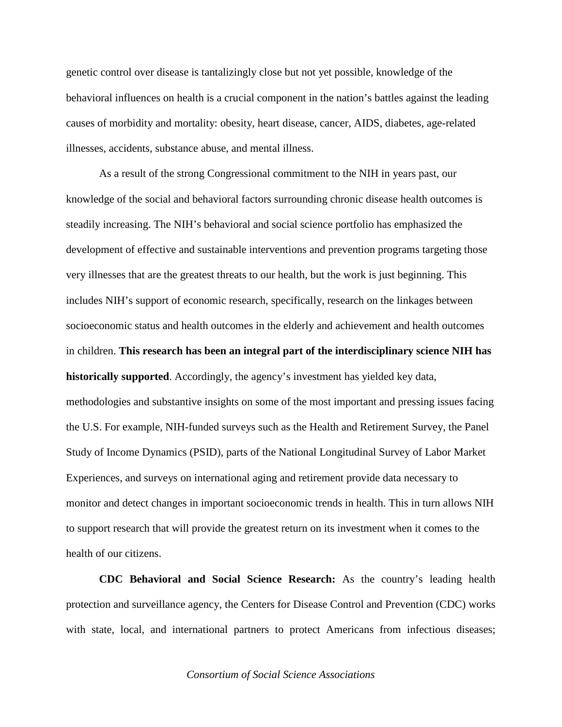genetic control over disease is tantalizingly close but not yet possible, knowledge of the behavioral influences on health is a crucial component in the nation's battles against the leading causes of morbidity and mortality: obesity, heart disease, cancer, AIDS, diabetes, age-related illnesses, accidents, substance abuse, and mental illness.

As a result of the strong Congressional commitment to the NIH in years past, our knowledge of the social and behavioral factors surrounding chronic disease health outcomes is steadily increasing. The NIH's behavioral and social science portfolio has emphasized the development of effective and sustainable interventions and prevention programs targeting those very illnesses that are the greatest threats to our health, but the work is just beginning. This includes NIH's support of economic research, specifically, research on the linkages between socioeconomic status and health outcomes in the elderly and achievement and health outcomes in children. **This research has been an integral part of the interdisciplinary science NIH has historically supported**. Accordingly, the agency's investment has yielded key data, methodologies and substantive insights on some of the most important and pressing issues facing the U.S. For example, NIH-funded surveys such as the Health and Retirement Survey, the Panel Study of Income Dynamics (PSID), parts of the National Longitudinal Survey of Labor Market Experiences, and surveys on international aging and retirement provide data necessary to monitor and detect changes in important socioeconomic trends in health. This in turn allows NIH to support research that will provide the greatest return on its investment when it comes to the health of our citizens.

**CDC Behavioral and Social Science Research:** As the country's leading health protection and surveillance agency, the Centers for Disease Control and Prevention (CDC) works with state, local, and international partners to protect Americans from infectious diseases;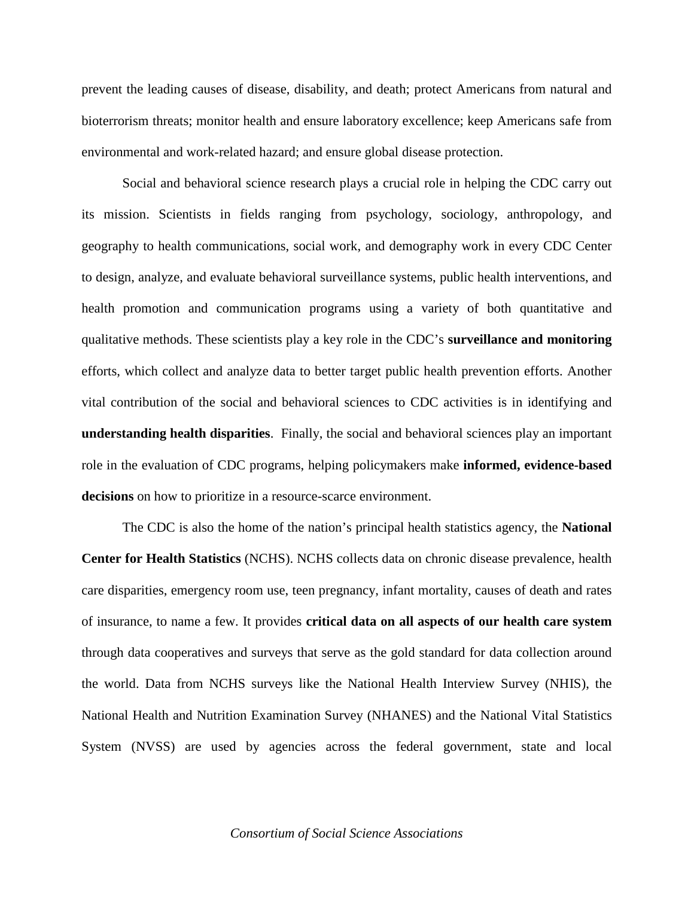prevent the leading causes of disease, disability, and death; protect Americans from natural and bioterrorism threats; monitor health and ensure laboratory excellence; keep Americans safe from environmental and work-related hazard; and ensure global disease protection.

Social and behavioral science research plays a crucial role in helping the CDC carry out its mission. Scientists in fields ranging from psychology, sociology, anthropology, and geography to health communications, social work, and demography work in every CDC Center to design, analyze, and evaluate behavioral surveillance systems, public health interventions, and health promotion and communication programs using a variety of both quantitative and qualitative methods. These scientists play a key role in the CDC's **surveillance and monitoring** efforts, which collect and analyze data to better target public health prevention efforts. Another vital contribution of the social and behavioral sciences to CDC activities is in identifying and **understanding health disparities**. Finally, the social and behavioral sciences play an important role in the evaluation of CDC programs, helping policymakers make **informed, evidence-based decisions** on how to prioritize in a resource-scarce environment.

The CDC is also the home of the nation's principal health statistics agency, the **National Center for Health Statistics** (NCHS). NCHS collects data on chronic disease prevalence, health care disparities, emergency room use, teen pregnancy, infant mortality, causes of death and rates of insurance, to name a few. It provides **critical data on all aspects of our health care system** through data cooperatives and surveys that serve as the gold standard for data collection around the world. Data from NCHS surveys like the National Health Interview Survey (NHIS), the National Health and Nutrition Examination Survey (NHANES) and the National Vital Statistics System (NVSS) are used by agencies across the federal government, state and local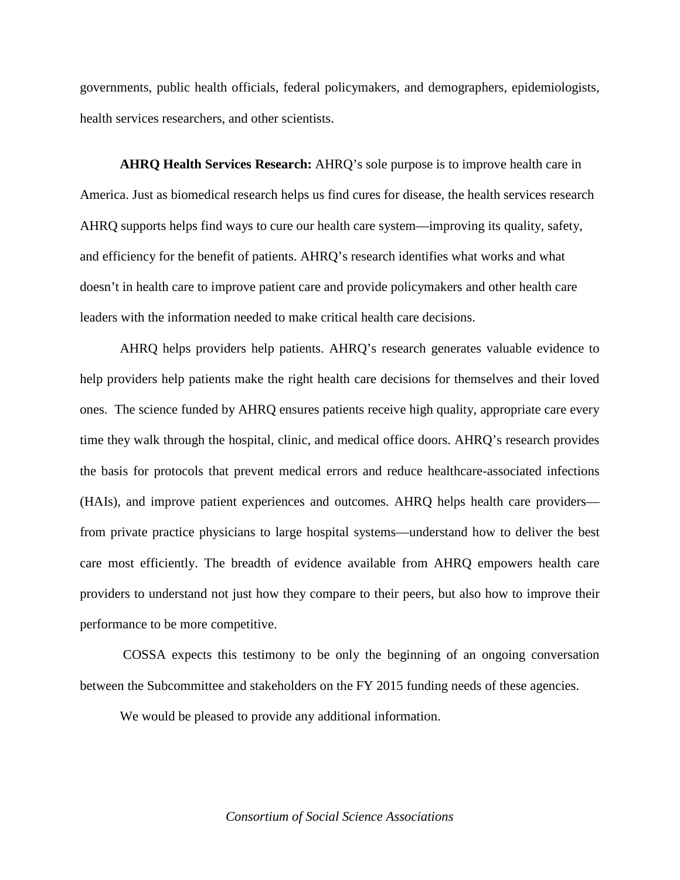governments, public health officials, federal policymakers, and demographers, epidemiologists, health services researchers, and other scientists.

**AHRQ Health Services Research:** AHRQ's sole purpose is to improve health care in America. Just as biomedical research helps us find cures for disease, the health services research AHRQ supports helps find ways to cure our health care system—improving its quality, safety, and efficiency for the benefit of patients. AHRQ's research identifies what works and what doesn't in health care to improve patient care and provide policymakers and other health care leaders with the information needed to make critical health care decisions.

AHRQ helps providers help patients. AHRQ's research generates valuable evidence to help providers help patients make the right health care decisions for themselves and their loved ones. The science funded by AHRQ ensures patients receive high quality, appropriate care every time they walk through the hospital, clinic, and medical office doors. AHRQ's research provides the basis for protocols that prevent medical errors and reduce healthcare-associated infections (HAIs), and improve patient experiences and outcomes. AHRQ helps health care providers—from private practice physicians to large hospital systems—understand how to deliver the best care most efficiently. The breadth of evidence available from AHRQ empowers health care providers to understand not just how they compare to their peers, but also how to improve their performance to be more competitive.

COSSA expects this testimony to be only the beginning of an ongoing conversation between the Subcommittee and stakeholders on the FY 2015 funding needs of these agencies.

We would be pleased to provide any additional information.